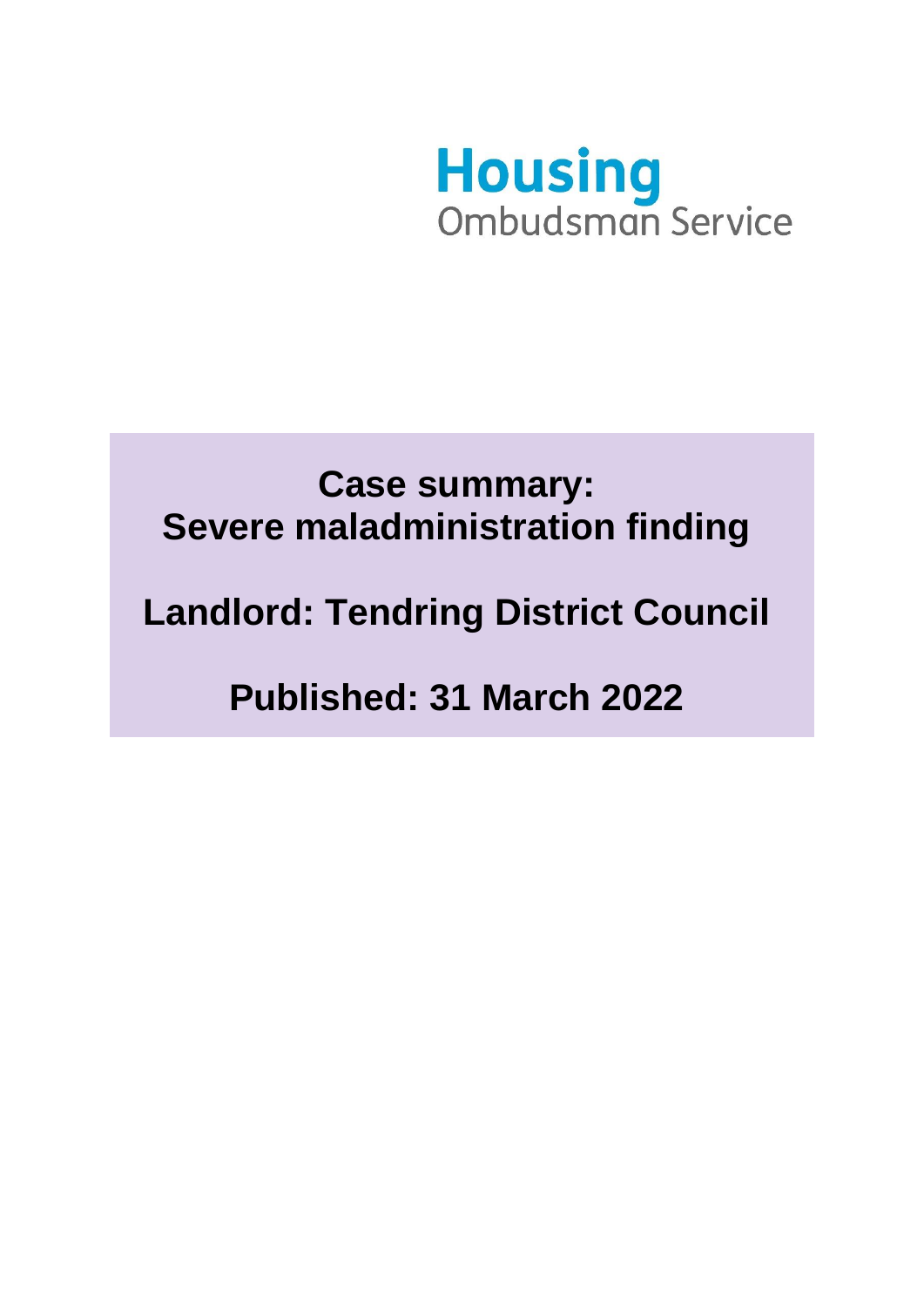Housing Ombudsman Service

# Case summary: Severe maladministration finding

# Landlord: Tendring District Council

# Published: 31 March 2022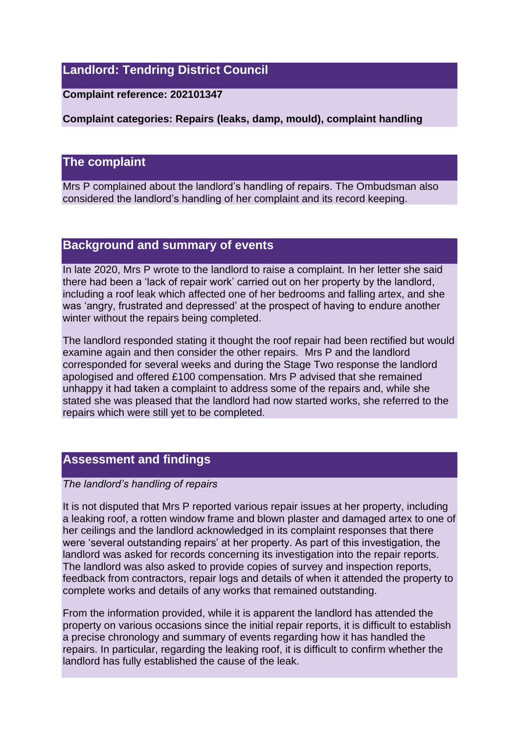## Landlord: Tendring District Council

**Complaint reference: 202101347**

**Complaint categories: Repairs (leaks, damp, mould), complaint handling**

## The complaint

Mrs P complained about the landlord's handling of repairs. The Ombudsman also considered the landlord's handling of her complaint and its record keeping.

## Background and summary of events

In late 2020, Mrs P wrote to the landlord to raise a complaint. In her letter she said there had been a 'lack of repair work' carried out on her property by the landlord, including a roof leak which affected one of her bedrooms and falling artex, and she was 'angry, frustrated and depressed' at the prospect of having to endure another winter without the repairs being completed.

The landlord responded stating it thought the roof repair had been rectified but would examine again and then consider the other repairs. Mrs P and the landlord corresponded for several weeks and during the Stage Two response the landlord apologised and offered £100 compensation. Mrs P advised that she remained unhappy it had taken a complaint to address some of the repairs and, while she stated she was pleased that the landlord had now started works, she referred to the repairs which were still yet to be completed.

## Assessment and findings

*The landlord's handling of repairs*

It is not disputed that Mrs P reported various repair issues at her property, including a leaking roof, a rotten window frame and blown plaster and damaged artex to one of her ceilings and the landlord acknowledged in its complaint responses that there were 'several outstanding repairs' at her property. As part of this investigation, the landlord was asked for records concerning its investigation into the repair reports. The landlord was also asked to provide copies of survey and inspection reports, feedback from contractors, repair logs and details of when it attended the property to complete works and details of any works that remained outstanding.

From the information provided, while it is apparent the landlord has attended the property on various occasions since the initial repair reports, it is difficult to establish a precise chronology and summary of events regarding how it has handled the repairs. In particular, regarding the leaking roof, it is difficult to confirm whether the landlord has fully established the cause of the leak.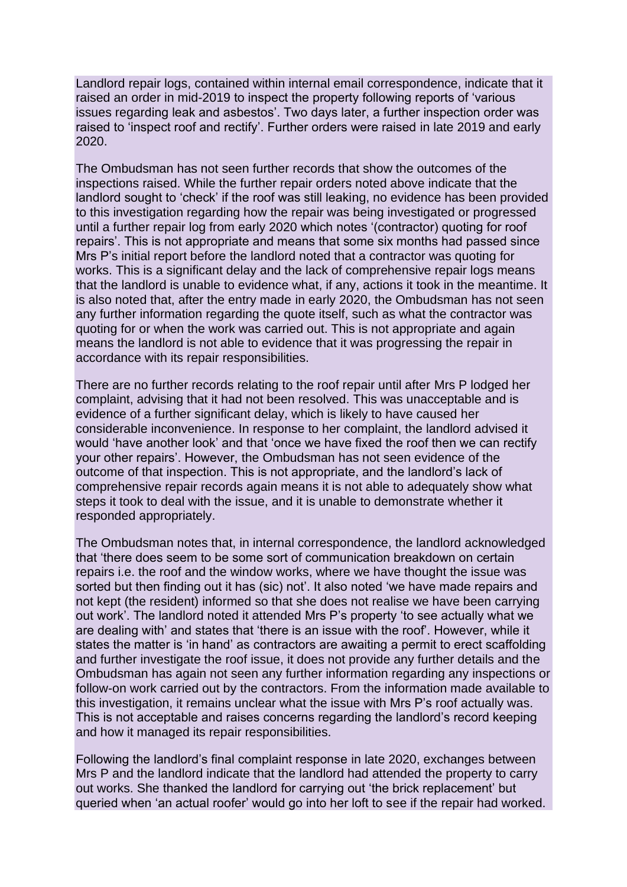Landlord repair logs, contained within internal email correspondence, indicate that it raised an order in mid-2019 to inspect the property following reports of 'various issues regarding leak and asbestos'. Two days later, a further inspection order was raised to 'inspect roof and rectify'. Further orders were raised in late 2019 and early 2020.

The Ombudsman has not seen further records that show the outcomes of the inspections raised. While the further repair orders noted above indicate that the landlord sought to 'check' if the roof was still leaking, no evidence has been provided to this investigation regarding how the repair was being investigated or progressed until a further repair log from early 2020 which notes '(contractor) quoting for roof repairs'. This is not appropriate and means that some six months had passed since Mrs P's initial report before the landlord noted that a contractor was quoting for works. This is a significant delay and the lack of comprehensive repair logs means that the landlord is unable to evidence what, if any, actions it took in the meantime. It is also noted that, after the entry made in early 2020, the Ombudsman has not seen any further information regarding the quote itself, such as what the contractor was quoting for or when the work was carried out. This is not appropriate and again means the landlord is not able to evidence that it was progressing the repair in accordance with its repair responsibilities.

There are no further records relating to the roof repair until after Mrs P lodged her complaint, advising that it had not been resolved. This was unacceptable and is evidence of a further significant delay, which is likely to have caused her considerable inconvenience. In response to her complaint, the landlord advised it would 'have another look' and that 'once we have fixed the roof then we can rectify your other repairs'. However, the Ombudsman has not seen evidence of the outcome of that inspection. This is not appropriate, and the landlord's lack of comprehensive repair records again means it is not able to adequately show what steps it took to deal with the issue, and it is unable to demonstrate whether it responded appropriately.

The Ombudsman notes that, in internal correspondence, the landlord acknowledged that 'there does seem to be some sort of communication breakdown on certain repairs i.e. the roof and the window works, where we have thought the issue was sorted but then finding out it has (sic) not'. It also noted 'we have made repairs and not kept (the resident) informed so that she does not realise we have been carrying out work'. The landlord noted it attended Mrs P's property 'to see actually what we are dealing with' and states that 'there is an issue with the roof'. However, while it states the matter is 'in hand' as contractors are awaiting a permit to erect scaffolding and further investigate the roof issue, it does not provide any further details and the Ombudsman has again not seen any further information regarding any inspections or follow-on work carried out by the contractors. From the information made available to this investigation, it remains unclear what the issue with Mrs P's roof actually was. This is not acceptable and raises concerns regarding the landlord's record keeping and how it managed its repair responsibilities.

Following the landlord's final complaint response in late 2020, exchanges between Mrs P and the landlord indicate that the landlord had attended the property to carry out works. She thanked the landlord for carrying out 'the brick replacement' but queried when 'an actual roofer' would go into her loft to see if the repair had worked.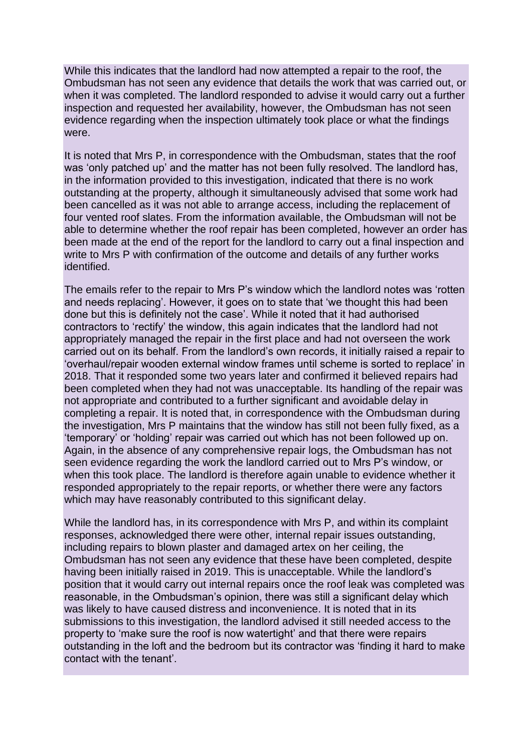While this indicates that the landlord had now attempted a repair to the roof, the Ombudsman has not seen any evidence that details the work that was carried out, or when it was completed. The landlord responded to advise it would carry out a further inspection and requested her availability, however, the Ombudsman has not seen evidence regarding when the inspection ultimately took place or what the findings were.

It is noted that Mrs P, in correspondence with the Ombudsman, states that the roof was 'only patched up' and the matter has not been fully resolved. The landlord has, in the information provided to this investigation, indicated that there is no work outstanding at the property, although it simultaneously advised that some work had been cancelled as it was not able to arrange access, including the replacement of four vented roof slates. From the information available, the Ombudsman will not be able to determine whether the roof repair has been completed, however an order has been made at the end of the report for the landlord to carry out a final inspection and write to Mrs P with confirmation of the outcome and details of any further works identified.

The emails refer to the repair to Mrs P's window which the landlord notes was 'rotten and needs replacing'. However, it goes on to state that 'we thought this had been done but this is definitely not the case'. While it noted that it had authorised contractors to 'rectify' the window, this again indicates that the landlord had not appropriately managed the repair in the first place and had not overseen the work carried out on its behalf. From the landlord's own records, it initially raised a repair to 'overhaul/repair wooden external window frames until scheme is sorted to replace' in 2018. That it responded some two years later and confirmed it believed repairs had been completed when they had not was unacceptable. Its handling of the repair was not appropriate and contributed to a further significant and avoidable delay in completing a repair. It is noted that, in correspondence with the Ombudsman during the investigation, Mrs P maintains that the window has still not been fully fixed, as a 'temporary' or 'holding' repair was carried out which has not been followed up on. Again, in the absence of any comprehensive repair logs, the Ombudsman has not seen evidence regarding the work the landlord carried out to Mrs P's window, or when this took place. The landlord is therefore again unable to evidence whether it responded appropriately to the repair reports, or whether there were any factors which may have reasonably contributed to this significant delay.

While the landlord has, in its correspondence with Mrs P, and within its complaint responses, acknowledged there were other, internal repair issues outstanding, including repairs to blown plaster and damaged artex on her ceiling, the Ombudsman has not seen any evidence that these have been completed, despite having been initially raised in 2019. This is unacceptable. While the landlord's position that it would carry out internal repairs once the roof leak was completed was reasonable, in the Ombudsman's opinion, there was still a significant delay which was likely to have caused distress and inconvenience. It is noted that in its submissions to this investigation, the landlord advised it still needed access to the property to 'make sure the roof is now watertight' and that there were repairs outstanding in the loft and the bedroom but its contractor was 'finding it hard to make contact with the tenant'.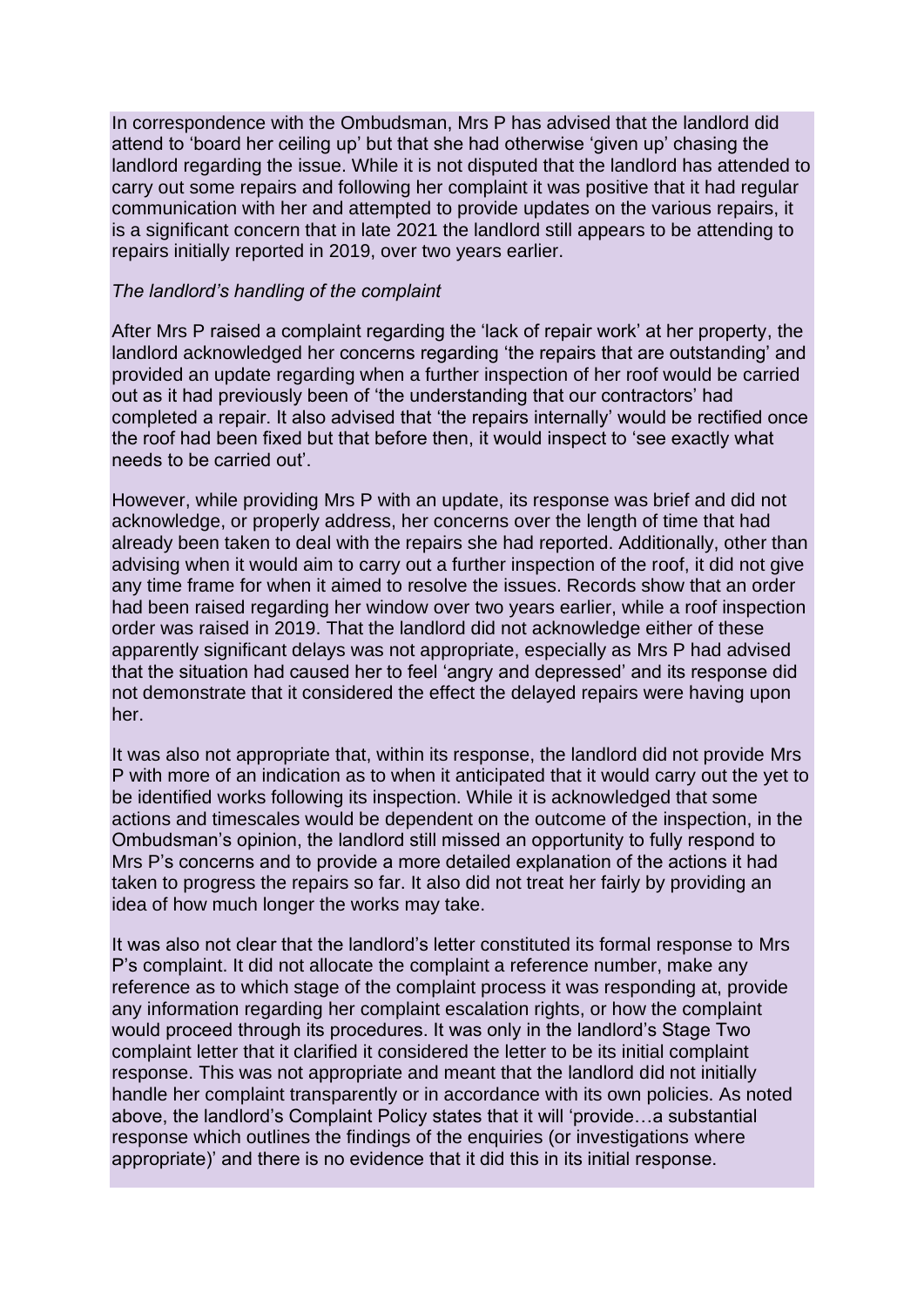In correspondence with the Ombudsman, Mrs P has advised that the landlord did attend to 'board her ceiling up' but that she had otherwise 'given up' chasing the landlord regarding the issue. While it is not disputed that the landlord has attended to carry out some repairs and following her complaint it was positive that it had regular communication with her and attempted to provide updates on the various repairs, it is a significant concern that in late 2021 the landlord still appears to be attending to repairs initially reported in 2019, over two years earlier.

*The landlord's handling of the complaint*

After Mrs P raised a complaint regarding the 'lack of repair work' at her property, the landlord acknowledged her concerns regarding 'the repairs that are outstanding' and provided an update regarding when a further inspection of her roof would be carried out as it had previously been of 'the understanding that our contractors' had completed a repair. It also advised that 'the repairs internally' would be rectified once the roof had been fixed but that before then, it would inspect to 'see exactly what needs to be carried out'.

However, while providing Mrs P with an update, its response was brief and did not acknowledge, or properly address, her concerns over the length of time that had already been taken to deal with the repairs she had reported. Additionally, other than advising when it would aim to carry out a further inspection of the roof, it did not give any time frame for when it aimed to resolve the issues. Records show that an order had been raised regarding her window over two years earlier, while a roof inspection order was raised in 2019. That the landlord did not acknowledge either of these apparently significant delays was not appropriate, especially as Mrs P had advised that the situation had caused her to feel 'angry and depressed' and its response did not demonstrate that it considered the effect the delayed repairs were having upon her.

It was also not appropriate that, within its response, the landlord did not provide Mrs P with more of an indication as to when it anticipated that it would carry out the yet to be identified works following its inspection. While it is acknowledged that some actions and timescales would be dependent on the outcome of the inspection, in the Ombudsman's opinion, the landlord still missed an opportunity to fully respond to Mrs P's concerns and to provide a more detailed explanation of the actions it had taken to progress the repairs so far. It also did not treat her fairly by providing an idea of how much longer the works may take.

It was also not clear that the landlord's letter constituted its formal response to Mrs P's complaint. It did not allocate the complaint a reference number, make any reference as to which stage of the complaint process it was responding at, provide any information regarding her complaint escalation rights, or how the complaint would proceed through its procedures. It was only in the landlord's Stage Two complaint letter that it clarified it considered the letter to be its initial complaint response. This was not appropriate and meant that the landlord did not initially handle her complaint transparently or in accordance with its own policies. As noted above, the landlord's Complaint Policy states that it will 'provide…a substantial response which outlines the findings of the enquiries (or investigations where appropriate)' and there is no evidence that it did this in its initial response.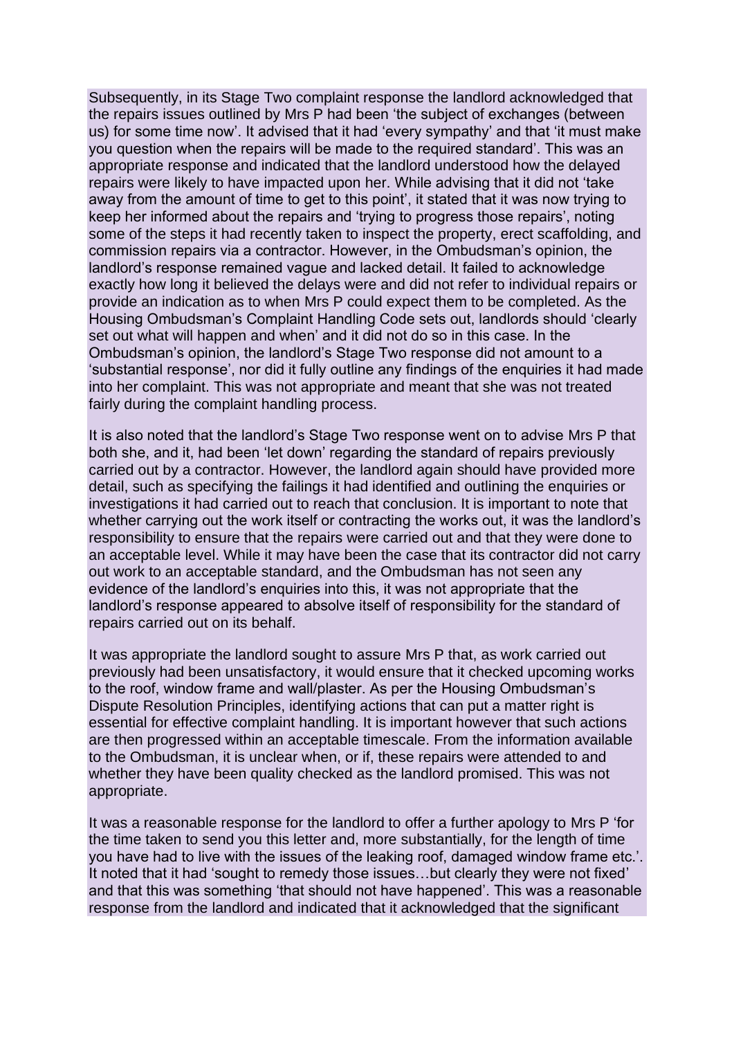Subsequently, in its Stage Two complaint response the landlord acknowledged that the repairs issues outlined by Mrs P had been 'the subject of exchanges (between us) for some time now'. It advised that it had 'every sympathy' and that 'it must make you question when the repairs will be made to the required standard'. This was an appropriate response and indicated that the landlord understood how the delayed repairs were likely to have impacted upon her. While advising that it did not 'take away from the amount of time to get to this point', it stated that it was now trying to keep her informed about the repairs and 'trying to progress those repairs', noting some of the steps it had recently taken to inspect the property, erect scaffolding, and commission repairs via a contractor. However, in the Ombudsman's opinion, the landlord's response remained vague and lacked detail. It failed to acknowledge exactly how long it believed the delays were and did not refer to individual repairs or provide an indication as to when Mrs P could expect them to be completed. As the Housing Ombudsman's Complaint Handling Code sets out, landlords should 'clearly set out what will happen and when' and it did not do so in this case. In the Ombudsman's opinion, the landlord's Stage Two response did not amount to a 'substantial response', nor did it fully outline any findings of the enquiries it had made into her complaint. This was not appropriate and meant that she was not treated fairly during the complaint handling process.

It is also noted that the landlord's Stage Two response went on to advise Mrs P that both she, and it, had been 'let down' regarding the standard of repairs previously carried out by a contractor. However, the landlord again should have provided more detail, such as specifying the failings it had identified and outlining the enquiries or investigations it had carried out to reach that conclusion. It is important to note that whether carrying out the work itself or contracting the works out, it was the landlord's responsibility to ensure that the repairs were carried out and that they were done to an acceptable level. While it may have been the case that its contractor did not carry out work to an acceptable standard, and the Ombudsman has not seen any evidence of the landlord's enquiries into this, it was not appropriate that the landlord's response appeared to absolve itself of responsibility for the standard of repairs carried out on its behalf.

It was appropriate the landlord sought to assure Mrs P that, as work carried out previously had been unsatisfactory, it would ensure that it checked upcoming works to the roof, window frame and wall/plaster. As per the Housing Ombudsman's Dispute Resolution Principles, identifying actions that can put a matter right is essential for effective complaint handling. It is important however that such actions are then progressed within an acceptable timescale. From the information available to the Ombudsman, it is unclear when, or if, these repairs were attended to and whether they have been quality checked as the landlord promised. This was not appropriate.

It was a reasonable response for the landlord to offer a further apology to Mrs P 'for the time taken to send you this letter and, more substantially, for the length of time you have had to live with the issues of the leaking roof, damaged window frame etc.'. It noted that it had 'sought to remedy those issues…but clearly they were not fixed' and that this was something 'that should not have happened'. This was a reasonable response from the landlord and indicated that it acknowledged that the significant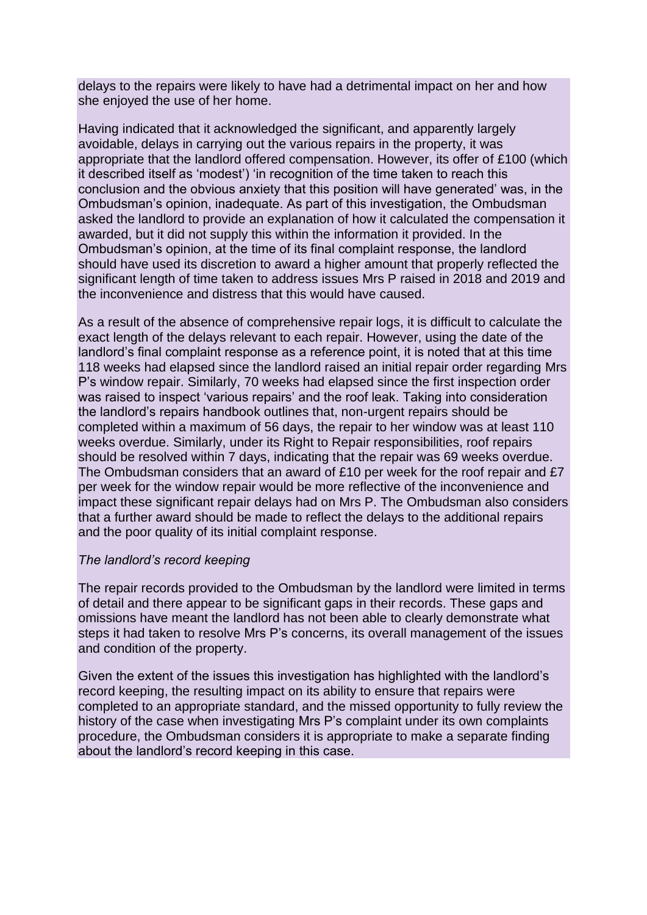delays to the repairs were likely to have had a detrimental impact on her and how she enjoyed the use of her home.

Having indicated that it acknowledged the significant, and apparently largely avoidable, delays in carrying out the various repairs in the property, it was appropriate that the landlord offered compensation. However, its offer of £100 (which it described itself as 'modest') 'in recognition of the time taken to reach this conclusion and the obvious anxiety that this position will have generated' was, in the Ombudsman's opinion, inadequate. As part of this investigation, the Ombudsman asked the landlord to provide an explanation of how it calculated the compensation it awarded, but it did not supply this within the information it provided. In the Ombudsman's opinion, at the time of its final complaint response, the landlord should have used its discretion to award a higher amount that properly reflected the significant length of time taken to address issues Mrs P raised in 2018 and 2019 and the inconvenience and distress that this would have caused.

As a result of the absence of comprehensive repair logs, it is difficult to calculate the exact length of the delays relevant to each repair. However, using the date of the landlord's final complaint response as a reference point, it is noted that at this time 118 weeks had elapsed since the landlord raised an initial repair order regarding Mrs P's window repair. Similarly, 70 weeks had elapsed since the first inspection order was raised to inspect 'various repairs' and the roof leak. Taking into consideration the landlord's repairs handbook outlines that, non-urgent repairs should be completed within a maximum of 56 days, the repair to her window was at least 110 weeks overdue. Similarly, under its Right to Repair responsibilities, roof repairs should be resolved within 7 days, indicating that the repair was 69 weeks overdue. The Ombudsman considers that an award of £10 per week for the roof repair and £7 per week for the window repair would be more reflective of the inconvenience and impact these significant repair delays had on Mrs P. The Ombudsman also considers that a further award should be made to reflect the delays to the additional repairs and the poor quality of its initial complaint response.

*The landlord's record keeping*

The repair records provided to the Ombudsman by the landlord were limited in terms of detail and there appear to be significant gaps in their records. These gaps and omissions have meant the landlord has not been able to clearly demonstrate what steps it had taken to resolve Mrs P's concerns, its overall management of the issues and condition of the property.

Given the extent of the issues this investigation has highlighted with the landlord's record keeping, the resulting impact on its ability to ensure that repairs were completed to an appropriate standard, and the missed opportunity to fully review the history of the case when investigating Mrs P's complaint under its own complaints procedure, the Ombudsman considers it is appropriate to make a separate finding about the landlord's record keeping in this case.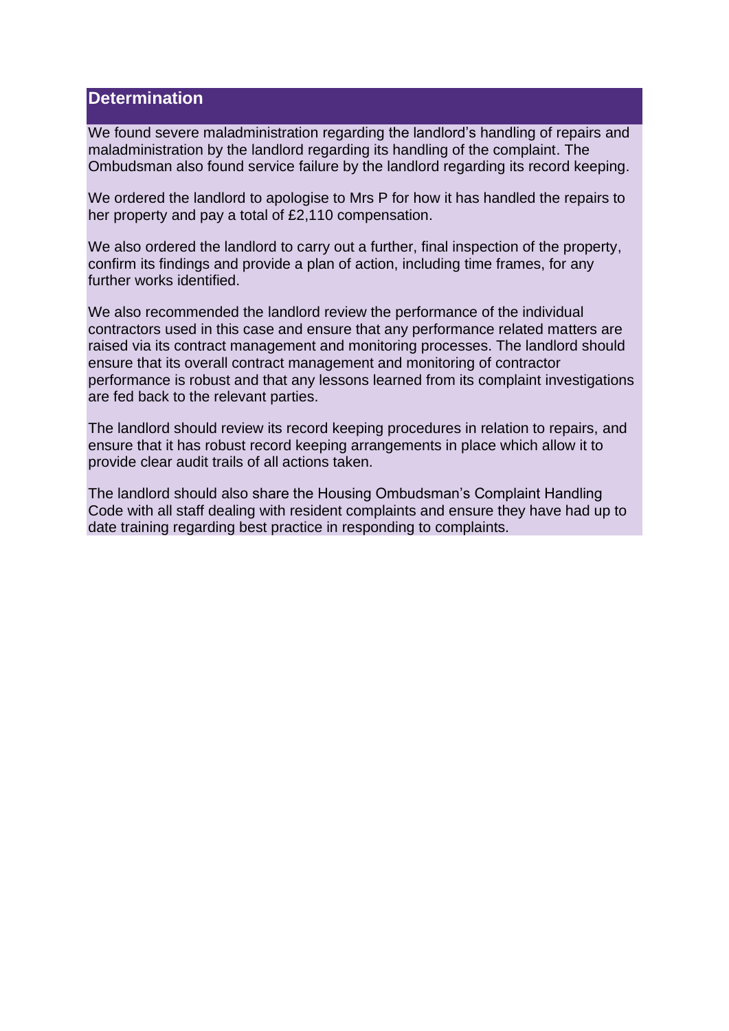## Determination

We found severe maladministration regarding the landlord's handling of repairs and maladministration by the landlord regarding its handling of the complaint. The Ombudsman also found service failure by the landlord regarding its record keeping.

We ordered the landlord to apologise to Mrs P for how it has handled the repairs to her property and pay a total of £2,110 compensation.

We also ordered the landlord to carry out a further, final inspection of the property, confirm its findings and provide a plan of action, including time frames, for any further works identified.

We also recommended the landlord review the performance of the individual contractors used in this case and ensure that any performance related matters are raised via its contract management and monitoring processes. The landlord should ensure that its overall contract management and monitoring of contractor performance is robust and that any lessons learned from its complaint investigations are fed back to the relevant parties.

The landlord should review its record keeping procedures in relation to repairs, and ensure that it has robust record keeping arrangements in place which allow it to provide clear audit trails of all actions taken.

The landlord should also share the Housing Ombudsman's Complaint Handling Code with all staff dealing with resident complaints and ensure they have had up to date training regarding best practice in responding to complaints.